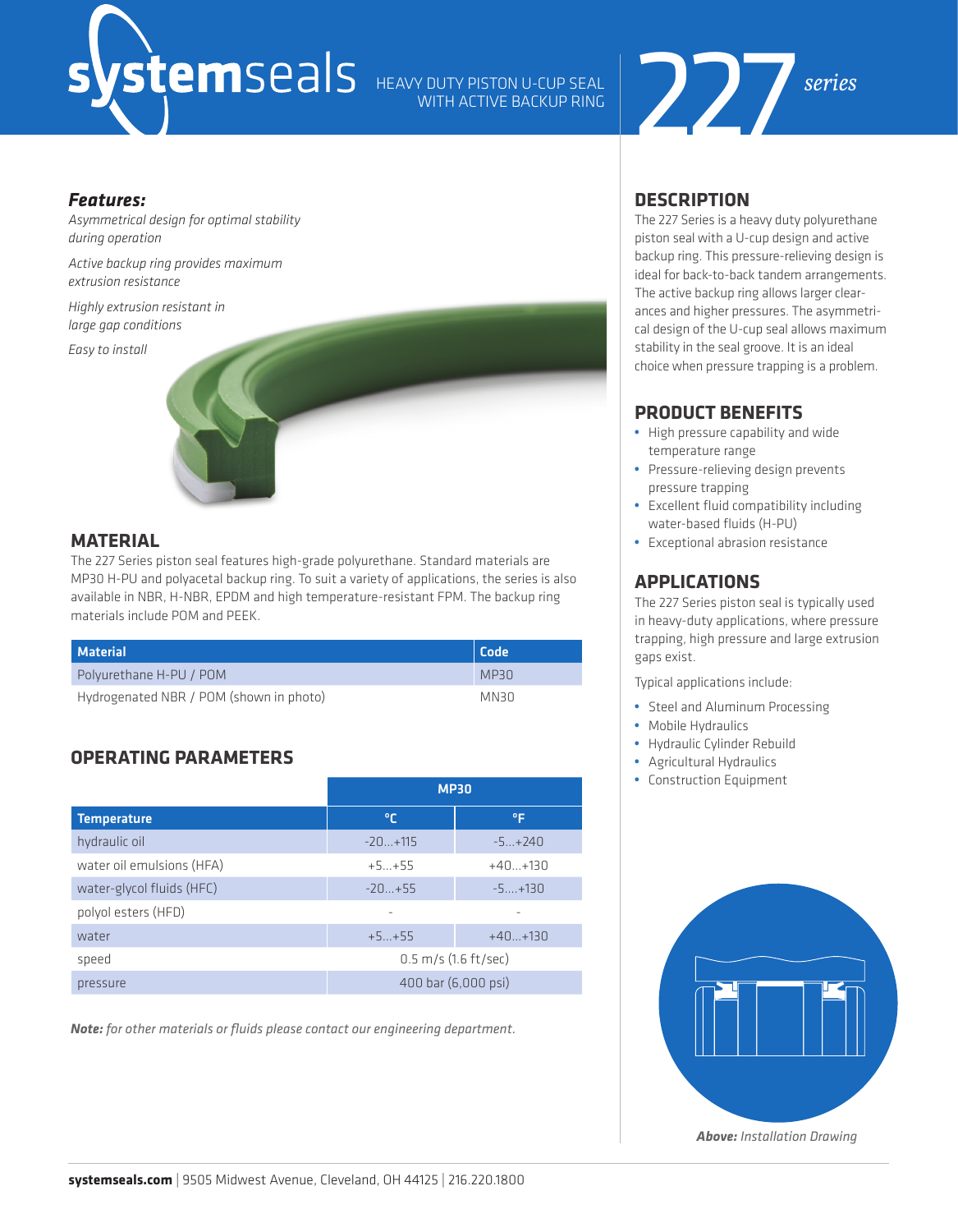# systemseals HEAVY DUTY PISTON U-CUP SEAL WITH ACTIVE BACKUP RING

## 227 *series*

### *Features:*

*Asymmetrical design for optimal stability during operation*

*Active backup ring provides maximum extrusion resistance*

*Highly extrusion resistant in large gap conditions*

*Easy to install*

## MATERIAL

The 227 Series piston seal features high-grade polyurethane. Standard materials are MP30 H-PU and polyacetal backup ring. To suit a variety of applications, the series is also available in NBR, H-NBR, EPDM and high temperature-resistant FPM. The backup ring materials include POM and PEEK.

| Material | Code |
|---|---|
| Polyurethane H-PU / POM | MP30 |
| Hydrogenated NBR / POM (shown in photo) | MN30 |

## OPERATING PARAMETERS

| | MP30 | |
|---|---|---|
| **Temperature** | **°C** | **°F** |
| hydraulic oil | -20...+115 | -5...+240 |
| water oil emulsions (HFA) | +5...+55 | +40...+130 |
| water-glycol fluids (HFC) | -20...+55 | -5....+130 |
| polyol esters (HFD) | - | - |
| water | +5...+55 | +40...+130 |
| speed | 0.5 m/s (1.6 ft/sec) | |
| pressure | 400 bar (6,000 psi) | |

***Note:*** *for other materials or fluids please contact our engineering department.*

## DESCRIPTION

The 227 Series is a heavy duty polyurethane piston seal with a U-cup design and active backup ring. This pressure-relieving design is ideal for back-to-back tandem arrangements. The active backup ring allows larger clearances and higher pressures. The asymmetrical design of the U-cup seal allows maximum stability in the seal groove. It is an ideal choice when pressure trapping is a problem.

## PRODUCT BENEFITS

- High pressure capability and wide temperature range
- Pressure-relieving design prevents pressure trapping
- Excellent fluid compatibility including water-based fluids (H-PU)
- Exceptional abrasion resistance

## APPLICATIONS

The 227 Series piston seal is typically used in heavy-duty applications, where pressure trapping, high pressure and large extrusion gaps exist.

Typical applications include:

- Steel and Aluminum Processing
- Mobile Hydraulics
- Hydraulic Cylinder Rebuild
- Agricultural Hydraulics
- Construction Equipment

***Above:*** *Installation Drawing*

**systemseals.com** | 9505 Midwest Avenue, Cleveland, OH 44125 | 216.220.1800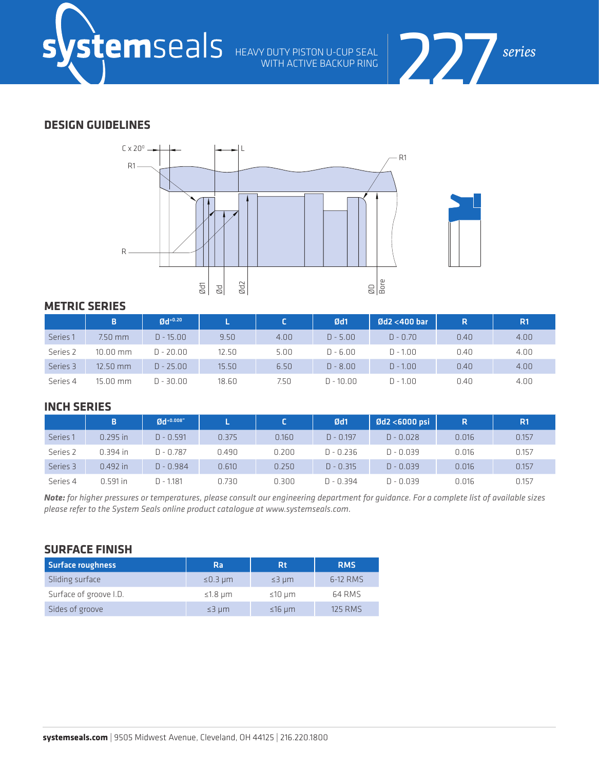## DESIGN GUIDELINES

C x 20⁰
L
R1
R1
R
Ød1
Ød
Ød2
ØD
Bore

## METRIC SERIES

| | B | $Ød^{+0.20}$ | L | C | Ød1 | Ød2 <400 bar | R | R1 |
|---|---|---|---|---|---|---|---|---|
| Series 1 | 7.50 mm | D - 15.00 | 9.50 | 4.00 | D - 5.00 | D - 0.70 | 0.40 | 4.00 |
| Series 2 | 10.00 mm | D - 20.00 | 12.50 | 5.00 | D - 6.00 | D - 1.00 | 0.40 | 4.00 |
| Series 3 | 12.50 mm | D - 25.00 | 15.50 | 6.50 | D - 8.00 | D - 1.00 | 0.40 | 4.00 |
| Series 4 | 15.00 mm | D - 30.00 | 18.60 | 7.50 | D - 10.00 | D - 1.00 | 0.40 | 4.00 |

## INCH SERIES

| | B | $Ød^{+0.008"}$ | L | C | Ød1 | Ød2 <6000 psi | R | R1 |
|---|---|---|---|---|---|---|---|---|
| Series 1 | 0.295 in | D - 0.591 | 0.375 | 0.160 | D - 0.197 | D - 0.028 | 0.016 | 0.157 |
| Series 2 | 0.394 in | D - 0.787 | 0.490 | 0.200 | D - 0.236 | D - 0.039 | 0.016 | 0.157 |
| Series 3 | 0.492 in | D - 0.984 | 0.610 | 0.250 | D - 0.315 | D - 0.039 | 0.016 | 0.157 |
| Series 4 | 0.591 in | D - 1.181 | 0.730 | 0.300 | D - 0.394 | D - 0.039 | 0.016 | 0.157 |

***Note:*** *for higher pressures or temperatures, please consult our engineering department for guidance. For a complete list of available sizes please refer to the System Seals online product catalogue at www.systemseals.com.*

## SURFACE FINISH

| Surface roughness | Ra | Rt | RMS |
|---|---|---|---|
| Sliding surface | ≤0.3 μm | ≤3 μm | 6-12 RMS |
| Surface of groove I.D. | ≤1.8 μm | ≤10 μm | 64 RMS |
| Sides of groove | ≤3 μm | ≤16 μm | 125 RMS |